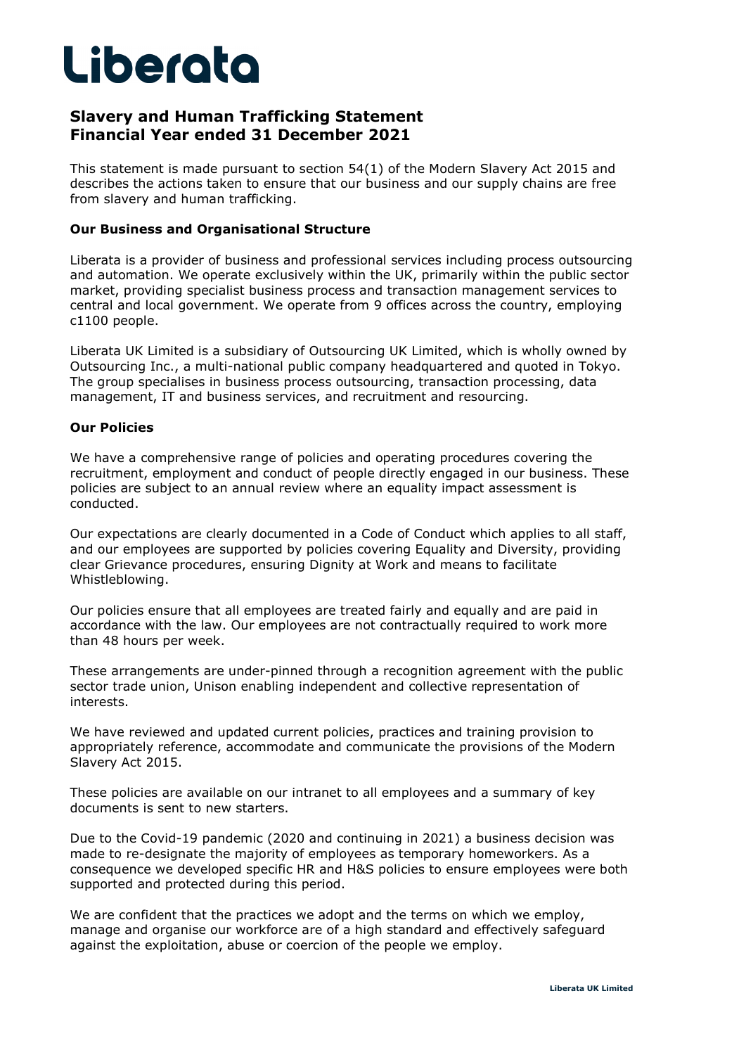# Liberata

## Slavery and Human Trafficking Statement
## Financial Year ended 31 December 2021

This statement is made pursuant to section 54(1) of the Modern Slavery Act 2015 and describes the actions taken to ensure that our business and our supply chains are free from slavery and human trafficking.

### Our Business and Organisational Structure

Liberata is a provider of business and professional services including process outsourcing and automation. We operate exclusively within the UK, primarily within the public sector market, providing specialist business process and transaction management services to central and local government. We operate from 9 offices across the country, employing c1100 people.

Liberata UK Limited is a subsidiary of Outsourcing UK Limited, which is wholly owned by Outsourcing Inc., a multi-national public company headquartered and quoted in Tokyo. The group specialises in business process outsourcing, transaction processing, data management, IT and business services, and recruitment and resourcing.

### Our Policies

We have a comprehensive range of policies and operating procedures covering the recruitment, employment and conduct of people directly engaged in our business. These policies are subject to an annual review where an equality impact assessment is conducted.

Our expectations are clearly documented in a Code of Conduct which applies to all staff, and our employees are supported by policies covering Equality and Diversity, providing clear Grievance procedures, ensuring Dignity at Work and means to facilitate Whistleblowing.

Our policies ensure that all employees are treated fairly and equally and are paid in accordance with the law. Our employees are not contractually required to work more than 48 hours per week.

These arrangements are under-pinned through a recognition agreement with the public sector trade union, Unison enabling independent and collective representation of interests.

We have reviewed and updated current policies, practices and training provision to appropriately reference, accommodate and communicate the provisions of the Modern Slavery Act 2015.

These policies are available on our intranet to all employees and a summary of key documents is sent to new starters.

Due to the Covid-19 pandemic (2020 and continuing in 2021) a business decision was made to re-designate the majority of employees as temporary homeworkers. As a consequence we developed specific HR and H&S policies to ensure employees were both supported and protected during this period.

We are confident that the practices we adopt and the terms on which we employ, manage and organise our workforce are of a high standard and effectively safeguard against the exploitation, abuse or coercion of the people we employ.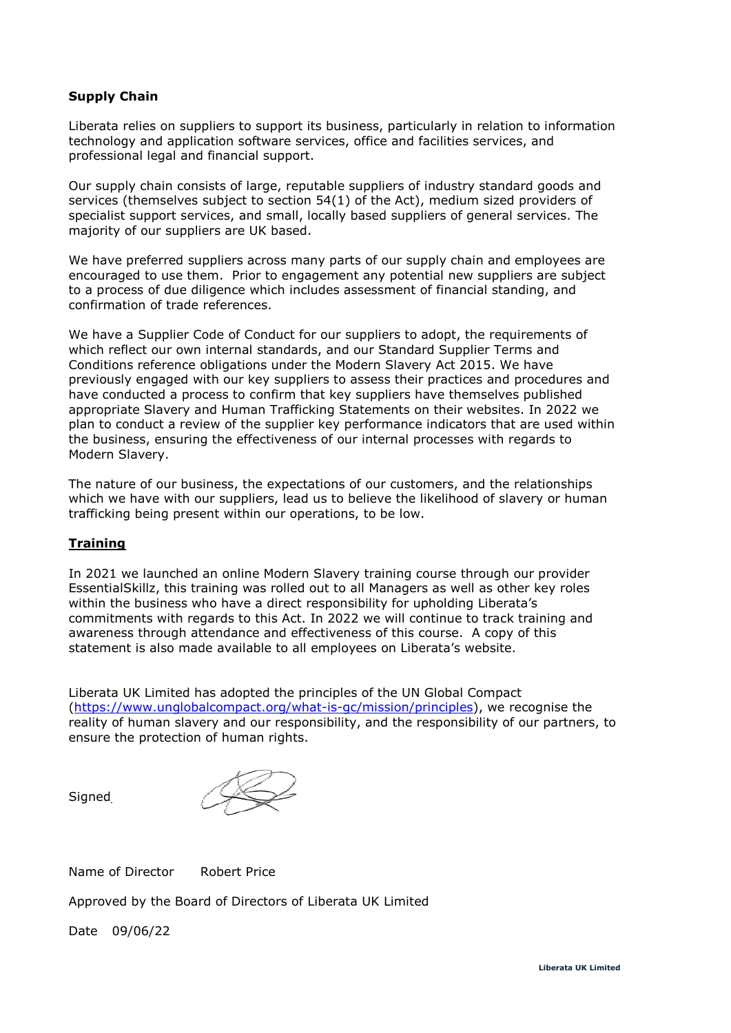**Supply Chain**

Liberata relies on suppliers to support its business, particularly in relation to information technology and application software services, office and facilities services, and professional legal and financial support.

Our supply chain consists of large, reputable suppliers of industry standard goods and services (themselves subject to section 54(1) of the Act), medium sized providers of specialist support services, and small, locally based suppliers of general services. The majority of our suppliers are UK based.

We have preferred suppliers across many parts of our supply chain and employees are encouraged to use them. Prior to engagement any potential new suppliers are subject to a process of due diligence which includes assessment of financial standing, and confirmation of trade references.

We have a Supplier Code of Conduct for our suppliers to adopt, the requirements of which reflect our own internal standards, and our Standard Supplier Terms and Conditions reference obligations under the Modern Slavery Act 2015. We have previously engaged with our key suppliers to assess their practices and procedures and have conducted a process to confirm that key suppliers have themselves published appropriate Slavery and Human Trafficking Statements on their websites. In 2022 we plan to conduct a review of the supplier key performance indicators that are used within the business, ensuring the effectiveness of our internal processes with regards to Modern Slavery.

The nature of our business, the expectations of our customers, and the relationships which we have with our suppliers, lead us to believe the likelihood of slavery or human trafficking being present within our operations, to be low.

**Training**

In 2021 we launched an online Modern Slavery training course through our provider EssentialSkillz, this training was rolled out to all Managers as well as other key roles within the business who have a direct responsibility for upholding Liberata's commitments with regards to this Act. In 2022 we will continue to track training and awareness through attendance and effectiveness of this course. A copy of this statement is also made available to all employees on Liberata's website.

Liberata UK Limited has adopted the principles of the UN Global Compact (https://www.unglobalcompact.org/what-is-gc/mission/principles), we recognise the reality of human slavery and our responsibility, and the responsibility of our partners, to ensure the protection of human rights.

Signed

Name of Director Robert Price

Approved by the Board of Directors of Liberata UK Limited

Date 09/06/22